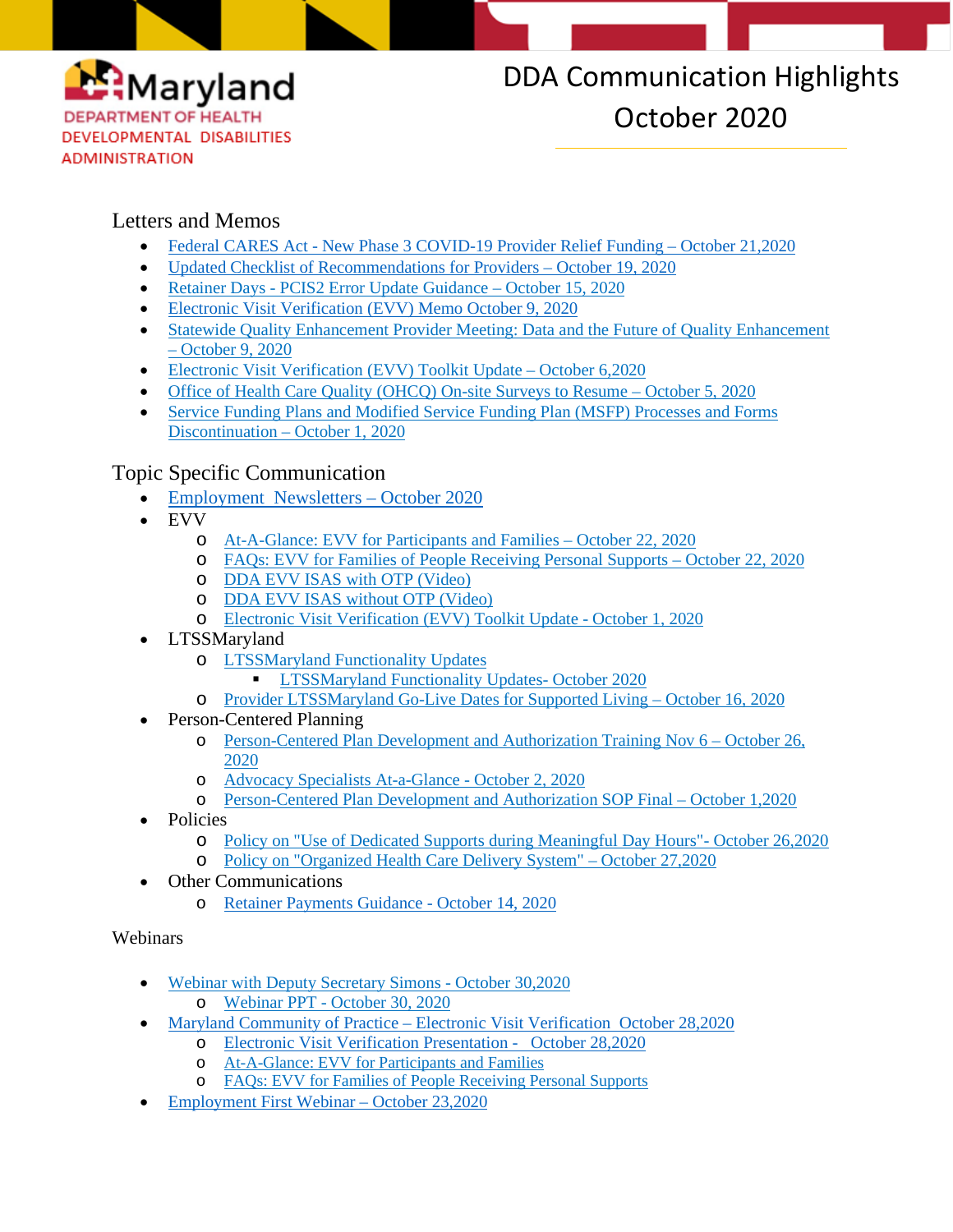Maryland
DEPARTMENT OF HEALTH
DEVELOPMENTAL DISABILITIES ADMINISTRATION

# DDA Communication Highlights October 2020

## Letters and Memos

- Federal CARES Act - New Phase 3 COVID-19 Provider Relief Funding – October 21,2020
- Updated Checklist of Recommendations for Providers – October 19, 2020
- Retainer Days - PCIS2 Error Update Guidance – October 15, 2020
- Electronic Visit Verification (EVV) Memo October 9, 2020
- Statewide Quality Enhancement Provider Meeting: Data and the Future of Quality Enhancement – October 9, 2020
- Electronic Visit Verification (EVV) Toolkit Update – October 6,2020
- Office of Health Care Quality (OHCQ) On-site Surveys to Resume – October 5, 2020
- Service Funding Plans and Modified Service Funding Plan (MSFP) Processes and Forms Discontinuation – October 1, 2020

## Topic Specific Communication

- Employment Newsletters – October 2020
- EVV
  - At-A-Glance: EVV for Participants and Families – October 22, 2020
  - FAQs: EVV for Families of People Receiving Personal Supports – October 22, 2020
  - DDA EVV ISAS with OTP (Video)
  - DDA EVV ISAS without OTP (Video)
  - Electronic Visit Verification (EVV) Toolkit Update - October 1, 2020
- LTSSMaryland
  - LTSSMaryland Functionality Updates
    - LTSSMaryland Functionality Updates- October 2020
  - Provider LTSSMaryland Go-Live Dates for Supported Living – October 16, 2020
- Person-Centered Planning
  - Person-Centered Plan Development and Authorization Training Nov 6 – October 26, 2020
  - Advocacy Specialists At-a-Glance - October 2, 2020
  - Person-Centered Plan Development and Authorization SOP Final – October 1,2020
- Policies
  - Policy on "Use of Dedicated Supports during Meaningful Day Hours"- October 26,2020
  - Policy on "Organized Health Care Delivery System" – October 27,2020
- Other Communications
  - Retainer Payments Guidance - October 14, 2020

## Webinars

- Webinar with Deputy Secretary Simons - October 30,2020
  - Webinar PPT - October 30, 2020
- Maryland Community of Practice – Electronic Visit Verification October 28,2020
  - Electronic Visit Verification Presentation - October 28,2020
  - At-A-Glance: EVV for Participants and Families
  - FAQs: EVV for Families of People Receiving Personal Supports
- Employment First Webinar – October 23,2020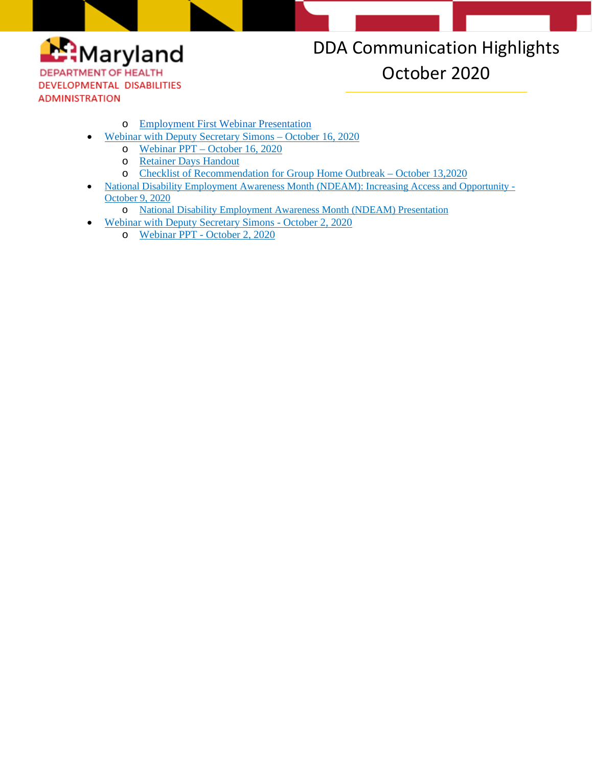- Employment First Webinar Presentation
- Webinar with Deputy Secretary Simons – October 16, 2020
  - Webinar PPT – October 16, 2020
  - Retainer Days Handout
  - Checklist of Recommendation for Group Home Outbreak – October 13,2020
- National Disability Employment Awareness Month (NDEAM): Increasing Access and Opportunity - October 9, 2020
  - National Disability Employment Awareness Month (NDEAM) Presentation
- Webinar with Deputy Secretary Simons - October 2, 2020
  - Webinar PPT - October 2, 2020